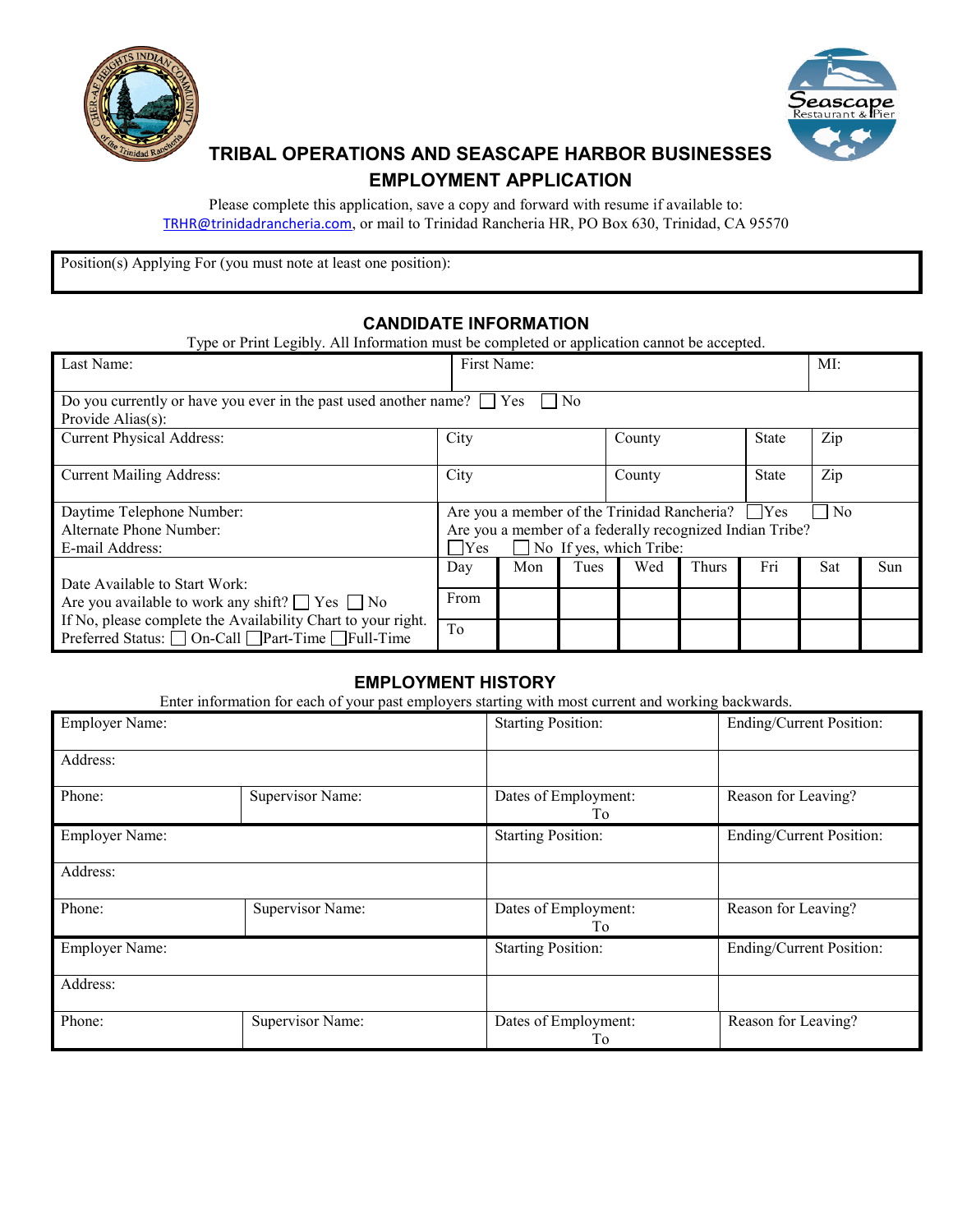# TRIBAL OPERATIONS AND SEASCAPE HARBOR BUSINESSES EMPLOYMENT APPLICATION

Please complete this application, save a copy and forward with resume if available to: TRHR@trinidadrancheria.com, or mail to Trinidad Rancheria HR, PO Box 630, Trinidad, CA 95570

| Position(s) Applying For (you must note at least one position): |
|---|

## CANDIDATE INFORMATION

Type or Print Legibly. All Information must be completed or application cannot be accepted.

| Last Name: | First Name: | | | MI: |
|---|---|---|---|---|
| Do you currently or have you ever in the past used another name? ☐ Yes ☐ No<br>Provide Alias(s): | | | | |
| Current Physical Address: | City | County | State | Zip |
| Current Mailing Address: | City | County | State | Zip |
| Daytime Telephone Number:<br>Alternate Phone Number:<br>E-mail Address: | Are you a member of the Trinidad Rancheria? ☐Yes ☐ No<br>Are you a member of a federally recognized Indian Tribe?<br>☐Yes ☐ No If yes, which Tribe: | | | |

| Date Available to Start Work:<br>Are you available to work any shift? ☐ Yes ☐ No<br>If No, please complete the Availability Chart to your right.<br>Preferred Status: ☐ On-Call ☐Part-Time ☐Full-Time | Day | Mon | Tues | Wed | Thurs | Fri | Sat | Sun |
|---|---|---|---|---|---|---|---|---|
| | From | | | | | | | |
| | To | | | | | | | |

## EMPLOYMENT HISTORY

Enter information for each of your past employers starting with most current and working backwards.

| Employer Name: | | Starting Position: | Ending/Current Position: |
|---|---|---|---|
| Address: | | | |
| Phone: | Supervisor Name: | Dates of Employment:<br>To | Reason for Leaving? |
| Employer Name: | | Starting Position: | Ending/Current Position: |
| Address: | | | |
| Phone: | Supervisor Name: | Dates of Employment:<br>To | Reason for Leaving? |
| Employer Name: | | Starting Position: | Ending/Current Position: |
| Address: | | | |
| Phone: | Supervisor Name: | Dates of Employment:<br>To | Reason for Leaving? |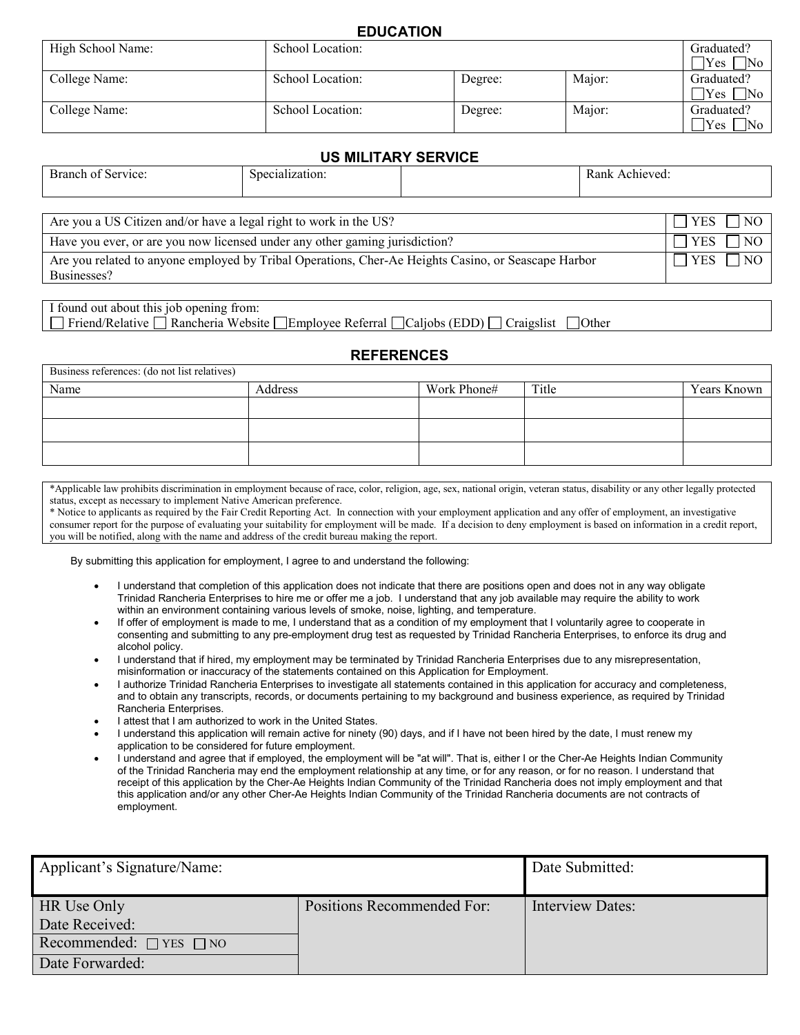## EDUCATION

| | | | | |
|---|---|---|---|---|
| High School Name: | School Location: | | | Graduated? ☐Yes ☐No |
| College Name: | School Location: | Degree: | Major: | Graduated? ☐Yes ☐No |
| College Name: | School Location: | Degree: | Major: | Graduated? ☐Yes ☐No |

## US MILITARY SERVICE

| | | | |
|---|---|---|---|
| Branch of Service: | Specialization: | | Rank Achieved: |

| | |
|---|---|
| Are you a US Citizen and/or have a legal right to work in the US? | ☐ YES ☐ NO |
| Have you ever, or are you now licensed under any other gaming jurisdiction? | ☐ YES ☐ NO |
| Are you related to anyone employed by Tribal Operations, Cher-Ae Heights Casino, or Seascape Harbor Businesses? | ☐ YES ☐ NO |

I found out about this job opening from:
☐ Friend/Relative ☐ Rancheria Website ☐Employee Referral ☐Caljobs (EDD) ☐ Craigslist ☐Other

## REFERENCES

Business references: (do not list relatives)

| Name | Address | Work Phone# | Title | Years Known |
|---|---|---|---|---|
| | | | | |
| | | | | |
| | | | | |

*Applicable law prohibits discrimination in employment because of race, color, religion, age, sex, national origin, veteran status, disability or any other legally protected status, except as necessary to implement Native American preference.
* Notice to applicants as required by the Fair Credit Reporting Act. In connection with your employment application and any offer of employment, an investigative consumer report for the purpose of evaluating your suitability for employment will be made. If a decision to deny employment is based on information in a credit report, you will be notified, along with the name and address of the credit bureau making the report.

By submitting this application for employment, I agree to and understand the following:

- I understand that completion of this application does not indicate that there are positions open and does not in any way obligate Trinidad Rancheria Enterprises to hire me or offer me a job. I understand that any job available may require the ability to work within an environment containing various levels of smoke, noise, lighting, and temperature.
- If offer of employment is made to me, I understand that as a condition of my employment that I voluntarily agree to cooperate in consenting and submitting to any pre-employment drug test as requested by Trinidad Rancheria Enterprises, to enforce its drug and alcohol policy.
- I understand that if hired, my employment may be terminated by Trinidad Rancheria Enterprises due to any misrepresentation, misinformation or inaccuracy of the statements contained on this Application for Employment.
- I authorize Trinidad Rancheria Enterprises to investigate all statements contained in this application for accuracy and completeness, and to obtain any transcripts, records, or documents pertaining to my background and business experience, as required by Trinidad Rancheria Enterprises.
- I attest that I am authorized to work in the United States.
- I understand this application will remain active for ninety (90) days, and if I have not been hired by the date, I must renew my application to be considered for future employment.
- I understand and agree that if employed, the employment will be "at will". That is, either I or the Cher-Ae Heights Indian Community of the Trinidad Rancheria may end the employment relationship at any time, or for any reason, or for no reason. I understand that receipt of this application by the Cher-Ae Heights Indian Community of the Trinidad Rancheria does not imply employment and that this application and/or any other Cher-Ae Heights Indian Community of the Trinidad Rancheria documents are not contracts of employment.

| | | |
|---|---|---|
| Applicant's Signature/Name: | | Date Submitted: |
| HR Use Only<br>Date Received: | Positions Recommended For: | Interview Dates: |
| Recommended: ☐ YES ☐ NO | | |
| Date Forwarded: | | |